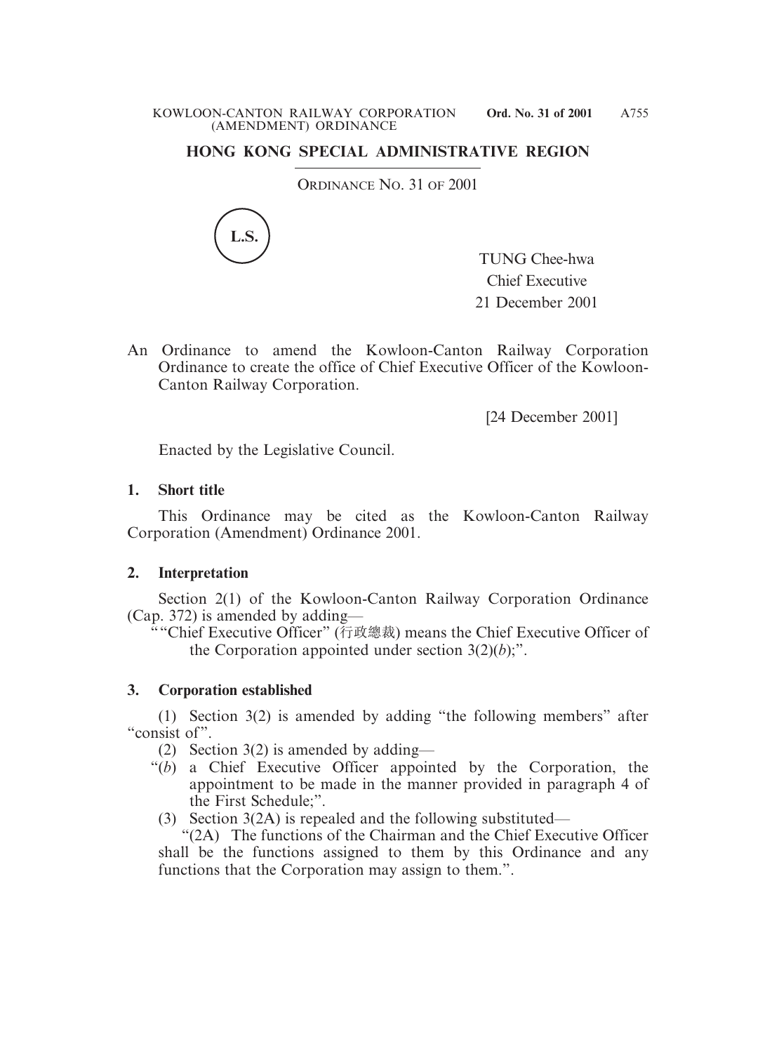# HONG KONG SPECIAL ADMINISTRATIVE REGION

ORDINANCE NO. 31 OF 2001

L.S.

TUNG Chee-hwa
Chief Executive
21 December 2001

An Ordinance to amend the Kowloon-Canton Railway Corporation Ordinance to create the office of Chief Executive Officer of the Kowloon-Canton Railway Corporation.

[24 December 2001]

Enacted by the Legislative Council.

**1. Short title**

This Ordinance may be cited as the Kowloon-Canton Railway Corporation (Amendment) Ordinance 2001.

**2. Interpretation**

Section 2(1) of the Kowloon-Canton Railway Corporation Ordinance (Cap. 372) is amended by adding—

""Chief Executive Officer" (行政總裁) means the Chief Executive Officer of the Corporation appointed under section 3(2)(*b*);".

**3. Corporation established**

(1) Section 3(2) is amended by adding "the following members" after "consist of".

(2) Section 3(2) is amended by adding—

"(*b*) a Chief Executive Officer appointed by the Corporation, the appointment to be made in the manner provided in paragraph 4 of the First Schedule;".

(3) Section 3(2A) is repealed and the following substituted—

"(2A) The functions of the Chairman and the Chief Executive Officer shall be the functions assigned to them by this Ordinance and any functions that the Corporation may assign to them.".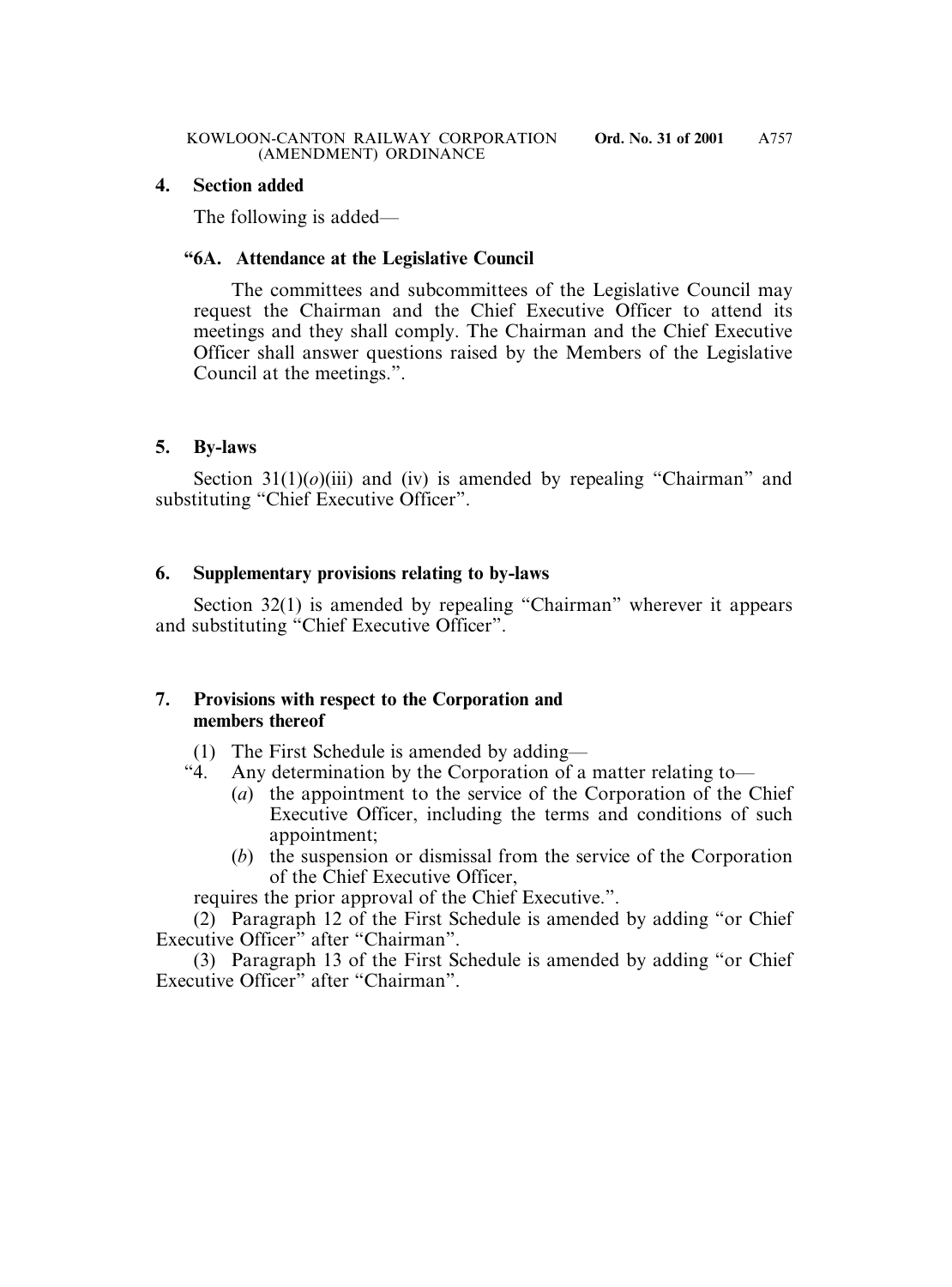**4. Section added**

The following is added—

**"6A. Attendance at the Legislative Council**

The committees and subcommittees of the Legislative Council may request the Chairman and the Chief Executive Officer to attend its meetings and they shall comply. The Chairman and the Chief Executive Officer shall answer questions raised by the Members of the Legislative Council at the meetings.".

**5. By-laws**

Section 31(1)(*o*)(iii) and (iv) is amended by repealing "Chairman" and substituting "Chief Executive Officer".

**6. Supplementary provisions relating to by-laws**

Section 32(1) is amended by repealing "Chairman" wherever it appears and substituting "Chief Executive Officer".

**7. Provisions with respect to the Corporation and members thereof**

(1) The First Schedule is amended by adding—

"4. Any determination by the Corporation of a matter relating to—

(*a*) the appointment to the service of the Corporation of the Chief Executive Officer, including the terms and conditions of such appointment;

(*b*) the suspension or dismissal from the service of the Corporation of the Chief Executive Officer,

requires the prior approval of the Chief Executive.".

(2) Paragraph 12 of the First Schedule is amended by adding "or Chief Executive Officer" after "Chairman".

(3) Paragraph 13 of the First Schedule is amended by adding "or Chief Executive Officer" after "Chairman".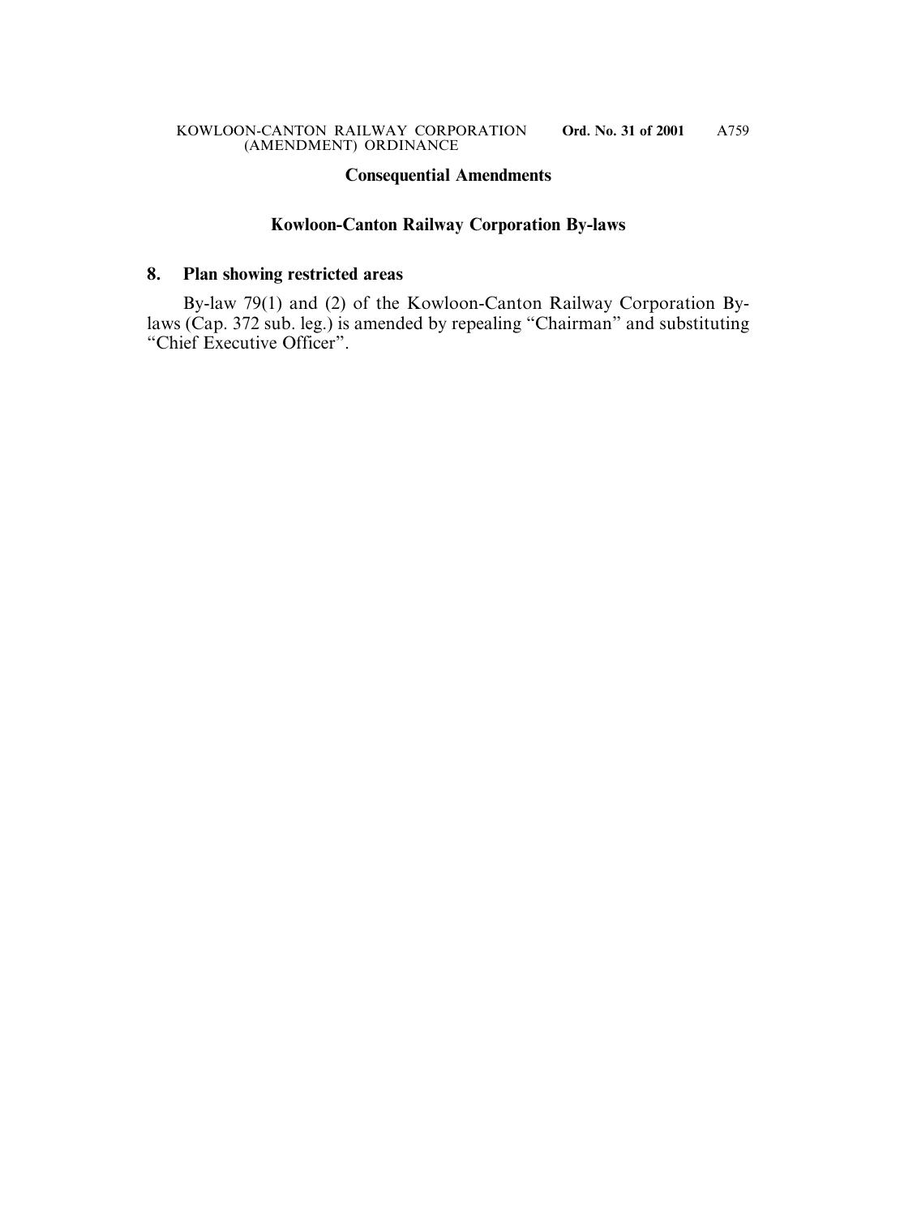## Consequential Amendments

## Kowloon-Canton Railway Corporation By-laws

### 8. Plan showing restricted areas

By-law 79(1) and (2) of the Kowloon-Canton Railway Corporation By-laws (Cap. 372 sub. leg.) is amended by repealing "Chairman" and substituting "Chief Executive Officer".